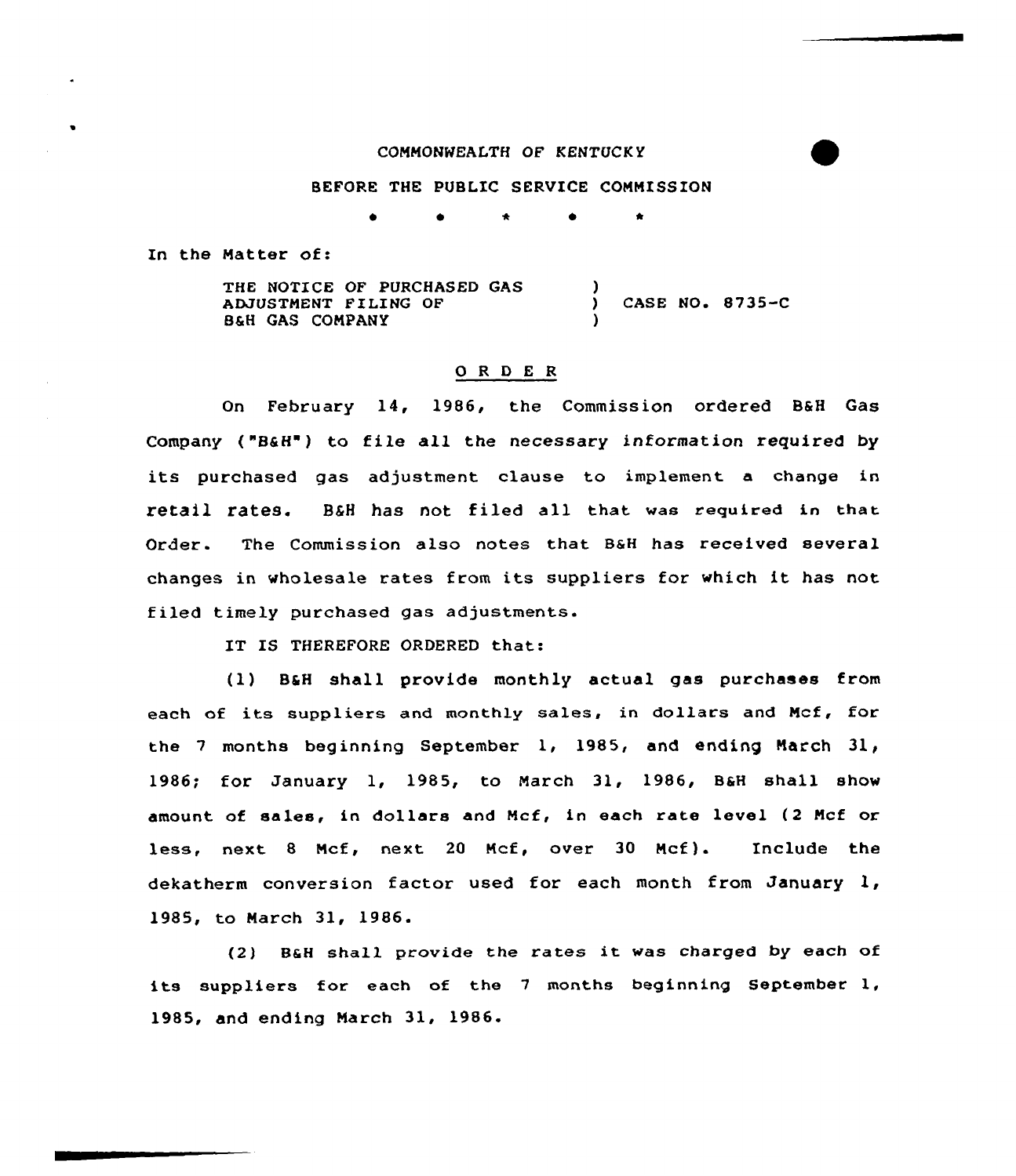COMMONWEALTH OF KENTUCKY

BEFORE THE PUBLIC SERVICE COMMISSION

\* \* \* \* \*

In the Matter of:

THE NOTICE OF PURCHASED GAS ADJUSTMENT FILING OF B&H GAS COMPANY ) CASE NO. 8735-C

## O R D E R

On February 14, 1986, the Commission ordered B&H Gas Company ("B&H") to file all the necessary information required by its purchased gas adjustment clause to implement a change in retail rates. B&H has not filed all that was required in that Order. The Commission also notes that B&H has received several changes in wholesale rates from its suppliers for which it has not filed timely purchased gas adjustments.

IT IS THEREFORE ORDERED that:

(1) B&H shall provide monthly actual gas purchases from each of its suppliers and monthly sales, in dollars and Mcf, for the 7 months beginning September 1, 1985, and ending March 31, 1986; for January 1, 1985, to March 31, 1986, B&H shall show amount of sales, in dollars and Mcf, in each rate level (2 Mcf or less, next 8 Mcf, next 20 Mcf, over 30 Mcf). Include the dekatherm conversion factor used for each month from January 1, 1985, to March 31, 1986.

(2) B&H shall provide the rates it was charged by each of its suppliers for each of the 7 months beginning September 1, 1985, and ending March 31, 1986.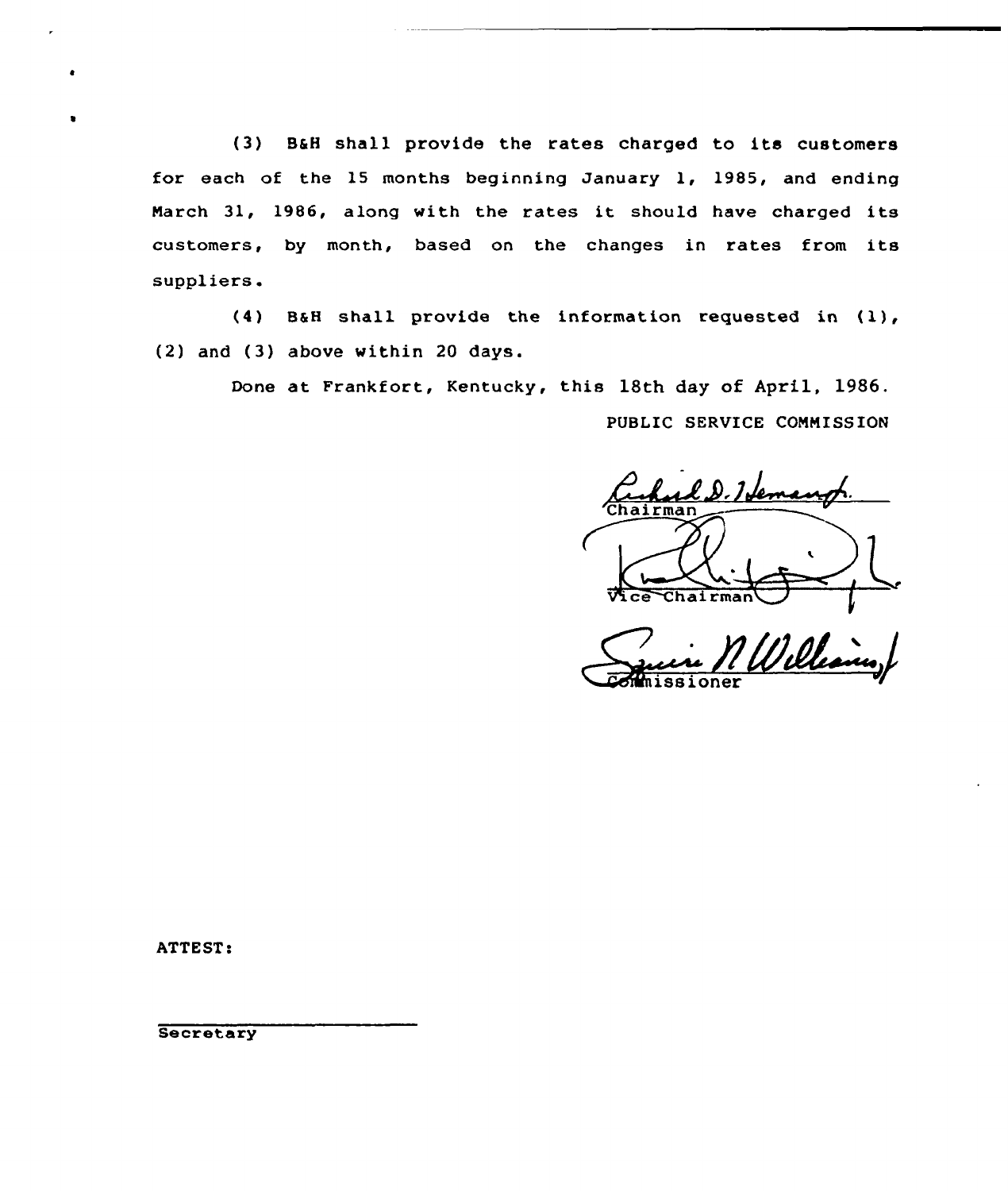(3) B&H shall provide the rates charged to its customers for each of the 15 months beginning January 1, 1985, and ending March 31, 1986, along with the rates it should have charged its customers, by month, based on the changes in rates from its suppliers.

(4) B&H shall provide the information requested in (1), (2) and (3) above within 20 days.

Done at Frankfort, Kentucky, this 18th day of April, 1986.

PUBLIC SERVICE COMMISSION

Chairman

Vice Chairman

Commissioner

ATTEST:

Secretary